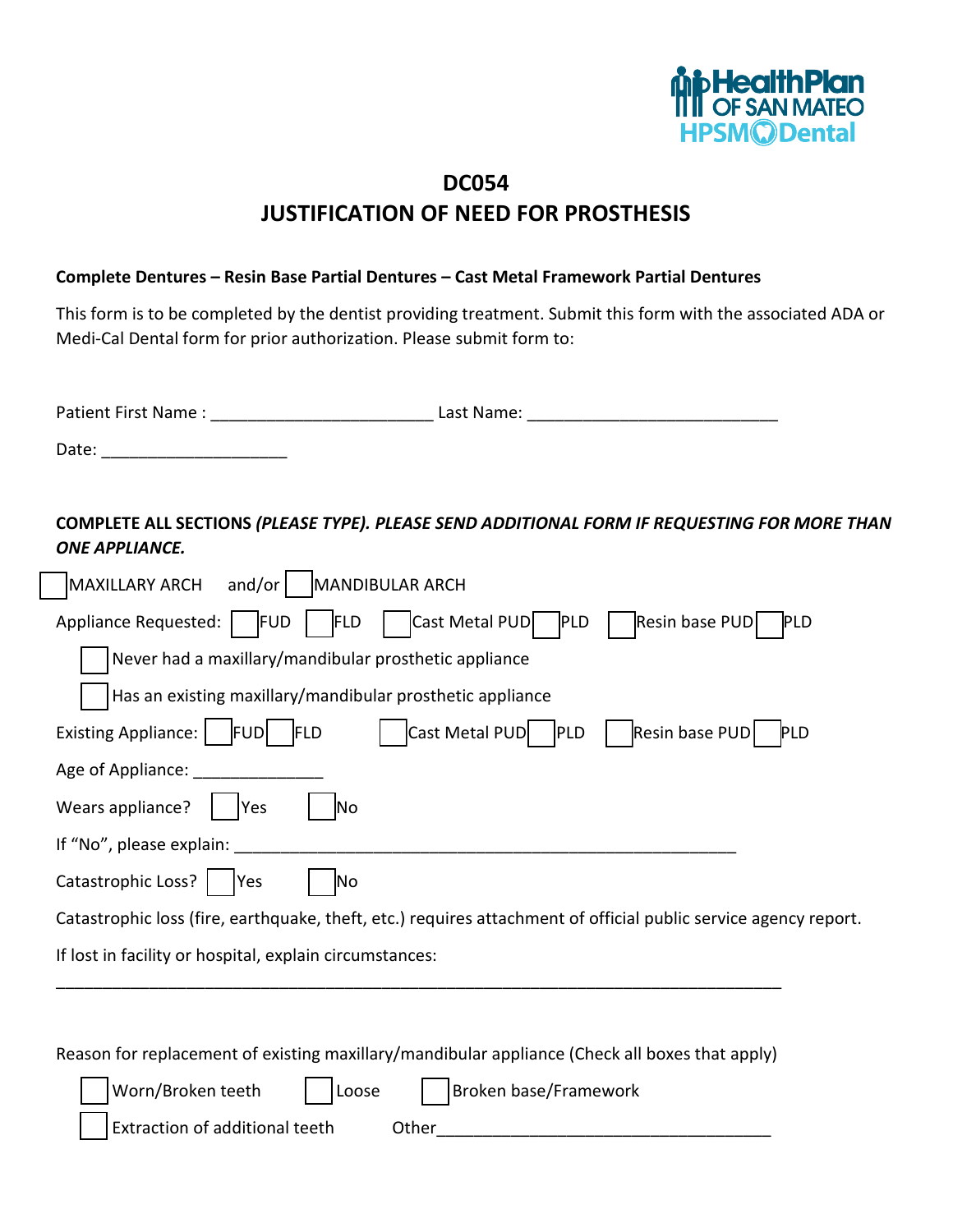HealthPlan OF SAN MATEO
HPSM Dental

# DC054
# JUSTIFICATION OF NEED FOR PROSTHESIS

**Complete Dentures – Resin Base Partial Dentures – Cast Metal Framework Partial Dentures**

This form is to be completed by the dentist providing treatment. Submit this form with the associated ADA or Medi-Cal Dental form for prior authorization. Please submit form to:

Patient First Name : ________________________ Last Name: ___________________________

Date: ____________________

**COMPLETE ALL SECTIONS *(PLEASE TYPE). PLEASE SEND ADDITIONAL FORM IF REQUESTING FOR MORE THAN ONE APPLIANCE.***

☐ MAXILLARY ARCH and/or ☐ MANDIBULAR ARCH

Appliance Requested: ☐ FUD ☐ FLD ☐ Cast Metal PUD ☐ PLD ☐ Resin base PUD ☐ PLD

☐ Never had a maxillary/mandibular prosthetic appliance

☐ Has an existing maxillary/mandibular prosthetic appliance

Existing Appliance: ☐ FUD ☐ FLD ☐ Cast Metal PUD ☐ PLD ☐ Resin base PUD ☐ PLD

Age of Appliance: ______________

Wears appliance? ☐ Yes ☐ No

If "No", please explain: ________________________________________________________

Catastrophic Loss? ☐ Yes ☐ No

Catastrophic loss (fire, earthquake, theft, etc.) requires attachment of official public service agency report.

If lost in facility or hospital, explain circumstances:

_______________________________________________________________________________

Reason for replacement of existing maxillary/mandibular appliance (Check all boxes that apply)

☐ Worn/Broken teeth ☐ Loose ☐ Broken base/Framework

☐ Extraction of additional teeth Other____________________________________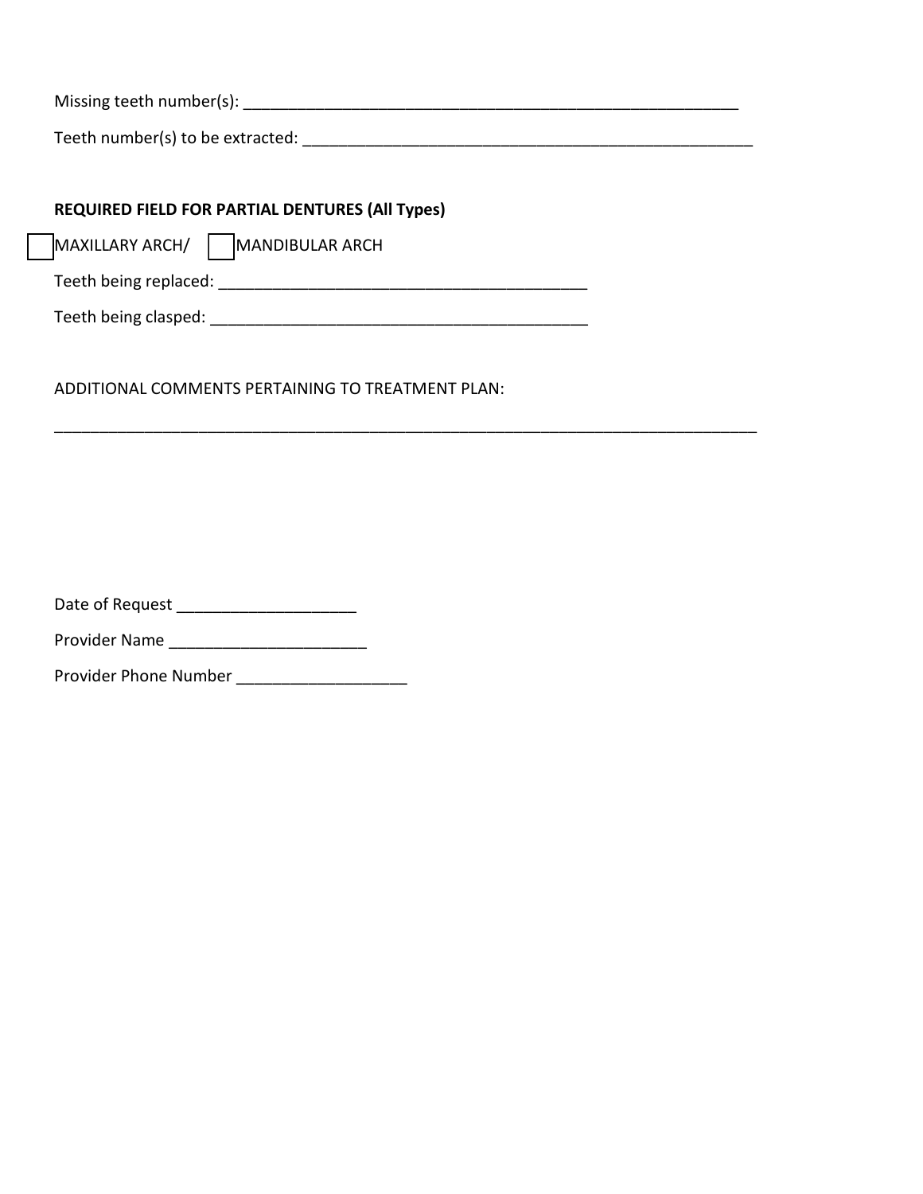Missing teeth number(s): ___________________________________________________________

Teeth number(s) to be extracted: ____________________________________________________

**REQUIRED FIELD FOR PARTIAL DENTURES (All Types)**

☐ MAXILLARY ARCH/ ☐ MANDIBULAR ARCH

Teeth being replaced: __________________________________________

Teeth being clasped: ___________________________________________

ADDITIONAL COMMENTS PERTAINING TO TREATMENT PLAN:

_________________________________________________________________________________

Date of Request ____________________

Provider Name ______________________

Provider Phone Number ___________________